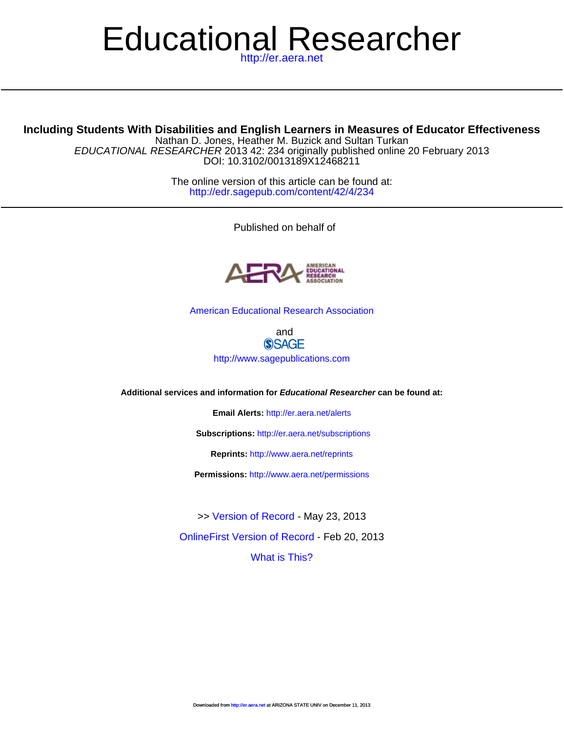# Educational Researcher

http://er.aera.net

---

**Including Students With Disabilities and English Learners in Measures of Educator Effectiveness**

Nathan D. Jones, Heather M. Buzick and Sultan Turkan

*EDUCATIONAL RESEARCHER* 2013 42: 234 originally published online 20 February 2013

DOI: 10.3102/0013189X12468211

The online version of this article can be found at:

http://edr.sagepub.com/content/42/4/234

---

Published on behalf of

American Educational Research Association

and

SAGE

http://www.sagepublications.com

**Additional services and information for *Educational Researcher* can be found at:**

**Email Alerts:** http://er.aera.net/alerts

**Subscriptions:** http://er.aera.net/subscriptions

**Reprints:** http://www.aera.net/reprints

**Permissions:** http://www.aera.net/permissions

>> Version of Record - May 23, 2013

OnlineFirst Version of Record - Feb 20, 2013

What is This?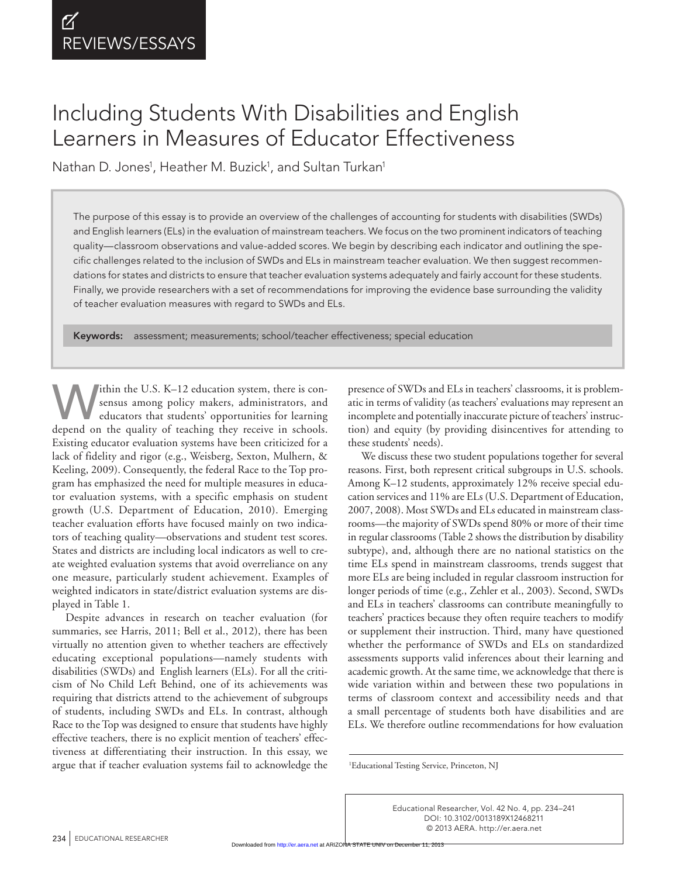# Including Students With Disabilities and English Learners in Measures of Educator Effectiveness

Nathan D. Jones[1], Heather M. Buzick[1], and Sultan Turkan[1]

The purpose of this essay is to provide an overview of the challenges of accounting for students with disabilities (SWDs) and English learners (ELs) in the evaluation of mainstream teachers. We focus on the two prominent indicators of teaching quality—classroom observations and value-added scores. We begin by describing each indicator and outlining the specific challenges related to the inclusion of SWDs and ELs in mainstream teacher evaluation. We then suggest recommendations for states and districts to ensure that teacher evaluation systems adequately and fairly account for these students. Finally, we provide researchers with a set of recommendations for improving the evidence base surrounding the validity of teacher evaluation measures with regard to SWDs and ELs.

**Keywords:** assessment; measurements; school/teacher effectiveness; special education

Within the U.S. K–12 education system, there is consensus among policy makers, administrators, and educators that students' opportunities for learning depend on the quality of teaching they receive in schools. Existing educator evaluation systems have been criticized for a lack of fidelity and rigor (e.g., Weisberg, Sexton, Mulhern, & Keeling, 2009). Consequently, the federal Race to the Top program has emphasized the need for multiple measures in educator evaluation systems, with a specific emphasis on student growth (U.S. Department of Education, 2010). Emerging teacher evaluation efforts have focused mainly on two indicators of teaching quality—observations and student test scores. States and districts are including local indicators as well to create weighted evaluation systems that avoid overreliance on any one measure, particularly student achievement. Examples of weighted indicators in state/district evaluation systems are displayed in Table 1.

Despite advances in research on teacher evaluation (for summaries, see Harris, 2011; Bell et al., 2012), there has been virtually no attention given to whether teachers are effectively educating exceptional populations—namely students with disabilities (SWDs) and English learners (ELs). For all the criticism of No Child Left Behind, one of its achievements was requiring that districts attend to the achievement of subgroups of students, including SWDs and ELs. In contrast, although Race to the Top was designed to ensure that students have highly effective teachers, there is no explicit mention of teachers' effectiveness at differentiating their instruction. In this essay, we argue that if teacher evaluation systems fail to acknowledge the presence of SWDs and ELs in teachers' classrooms, it is problematic in terms of validity (as teachers' evaluations may represent an incomplete and potentially inaccurate picture of teachers' instruction) and equity (by providing disincentives for attending to these students' needs).

We discuss these two student populations together for several reasons. First, both represent critical subgroups in U.S. schools. Among K–12 students, approximately 12% receive special education services and 11% are ELs (U.S. Department of Education, 2007, 2008). Most SWDs and ELs educated in mainstream classrooms—the majority of SWDs spend 80% or more of their time in regular classrooms (Table 2 shows the distribution by disability subtype), and, although there are no national statistics on the time ELs spend in mainstream classrooms, trends suggest that more ELs are being included in regular classroom instruction for longer periods of time (e.g., Zehler et al., 2003). Second, SWDs and ELs in teachers' classrooms can contribute meaningfully to teachers' practices because they often require teachers to modify or supplement their instruction. Third, many have questioned whether the performance of SWDs and ELs on standardized assessments supports valid inferences about their learning and academic growth. At the same time, we acknowledge that there is wide variation within and between these two populations in terms of classroom context and accessibility needs and that a small percentage of students both have disabilities and are ELs. We therefore outline recommendations for how evaluation

[1]Educational Testing Service, Princeton, NJ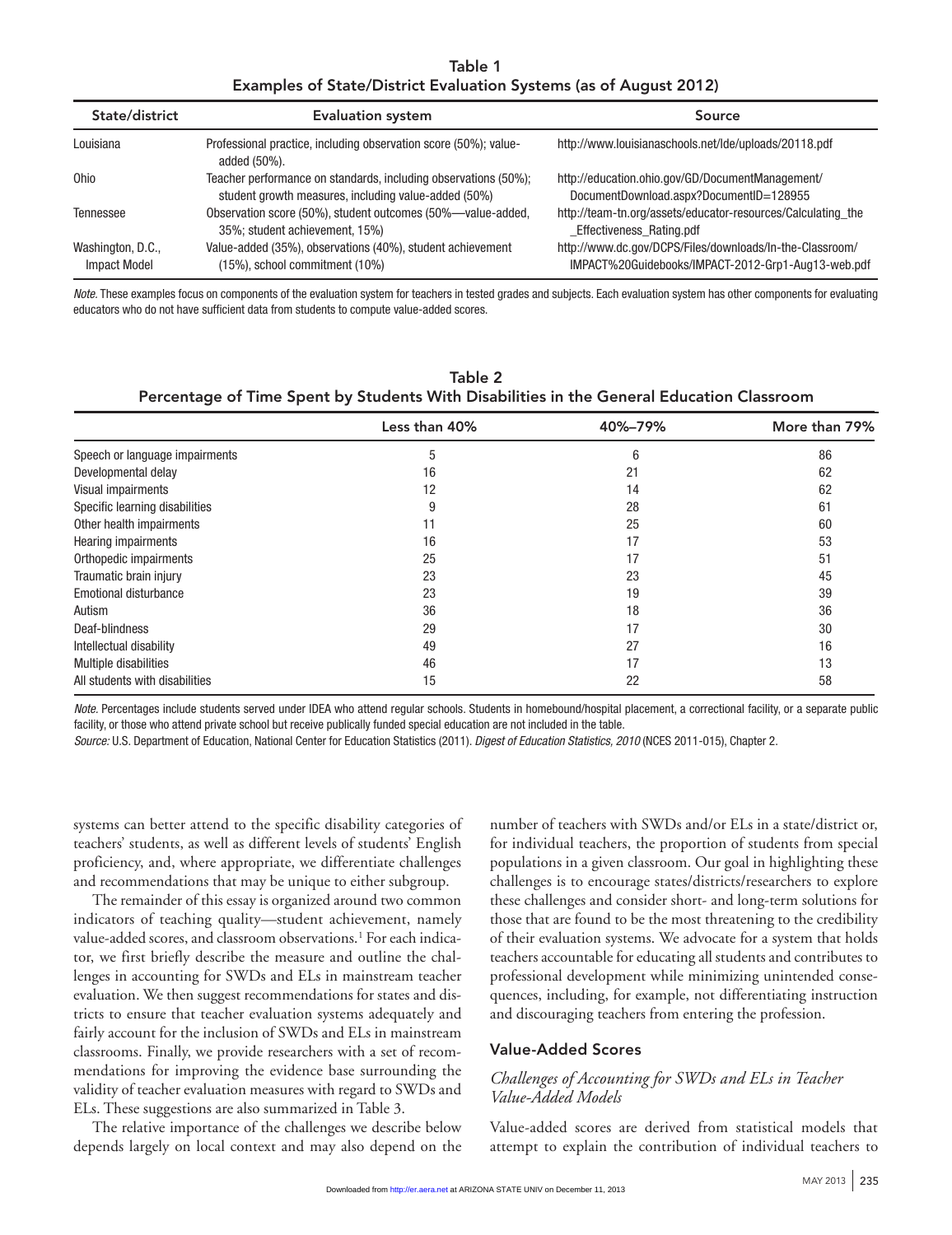**Table 1**
**Examples of State/District Evaluation Systems (as of August 2012)**

| State/district | Evaluation system | Source |
|---|---|---|
| Louisiana | Professional practice, including observation score (50%); value-added (50%). | http://www.louisianaschools.net/lde/uploads/20118.pdf |
| Ohio | Teacher performance on standards, including observations (50%); student growth measures, including value-added (50%) | http://education.ohio.gov/GD/DocumentManagement/DocumentDownload.aspx?DocumentID=128955 |
| Tennessee | Observation score (50%), student outcomes (50%—value-added, 35%; student achievement, 15%) | http://team-tn.org/assets/educator-resources/Calculating_the_Effectiveness_Rating.pdf |
| Washington, D.C., Impact Model | Value-added (35%), observations (40%), student achievement (15%), school commitment (10%) | http://www.dc.gov/DCPS/Files/downloads/In-the-Classroom/IMPACT%20Guidebooks/IMPACT-2012-Grp1-Aug13-web.pdf |

*Note.* These examples focus on components of the evaluation system for teachers in tested grades and subjects. Each evaluation system has other components for evaluating educators who do not have sufficient data from students to compute value-added scores.

**Table 2**
**Percentage of Time Spent by Students With Disabilities in the General Education Classroom**

| | Less than 40% | 40%–79% | More than 79% |
|---|---|---|---|
| Speech or language impairments | 5 | 6 | 86 |
| Developmental delay | 16 | 21 | 62 |
| Visual impairments | 12 | 14 | 62 |
| Specific learning disabilities | 9 | 28 | 61 |
| Other health impairments | 11 | 25 | 60 |
| Hearing impairments | 16 | 17 | 53 |
| Orthopedic impairments | 25 | 17 | 51 |
| Traumatic brain injury | 23 | 23 | 45 |
| Emotional disturbance | 23 | 19 | 39 |
| Autism | 36 | 18 | 36 |
| Deaf-blindness | 29 | 17 | 30 |
| Intellectual disability | 49 | 27 | 16 |
| Multiple disabilities | 46 | 17 | 13 |
| All students with disabilities | 15 | 22 | 58 |

*Note.* Percentages include students served under IDEA who attend regular schools. Students in homebound/hospital placement, a correctional facility, or a separate public facility, or those who attend private school but receive publically funded special education are not included in the table.
*Source:* U.S. Department of Education, National Center for Education Statistics (2011). *Digest of Education Statistics, 2010* (NCES 2011-015), Chapter 2.

systems can better attend to the specific disability categories of teachers' students, as well as different levels of students' English proficiency, and, where appropriate, we differentiate challenges and recommendations that may be unique to either subgroup.

The remainder of this essay is organized around two common indicators of teaching quality—student achievement, namely value-added scores, and classroom observations.[1] For each indicator, we first briefly describe the measure and outline the challenges in accounting for SWDs and ELs in mainstream teacher evaluation. We then suggest recommendations for states and districts to ensure that teacher evaluation systems adequately and fairly account for the inclusion of SWDs and ELs in mainstream classrooms. Finally, we provide researchers with a set of recommendations for improving the evidence base surrounding the validity of teacher evaluation measures with regard to SWDs and ELs. These suggestions are also summarized in Table 3.

The relative importance of the challenges we describe below depends largely on local context and may also depend on the number of teachers with SWDs and/or ELs in a state/district or, for individual teachers, the proportion of students from special populations in a given classroom. Our goal in highlighting these challenges is to encourage states/districts/researchers to explore these challenges and consider short- and long-term solutions for those that are found to be the most threatening to the credibility of their evaluation systems. We advocate for a system that holds teachers accountable for educating all students and contributes to professional development while minimizing unintended consequences, including, for example, not differentiating instruction and discouraging teachers from entering the profession.

## Value-Added Scores

### *Challenges of Accounting for SWDs and ELs in Teacher Value-Added Models*

Value-added scores are derived from statistical models that attempt to explain the contribution of individual teachers to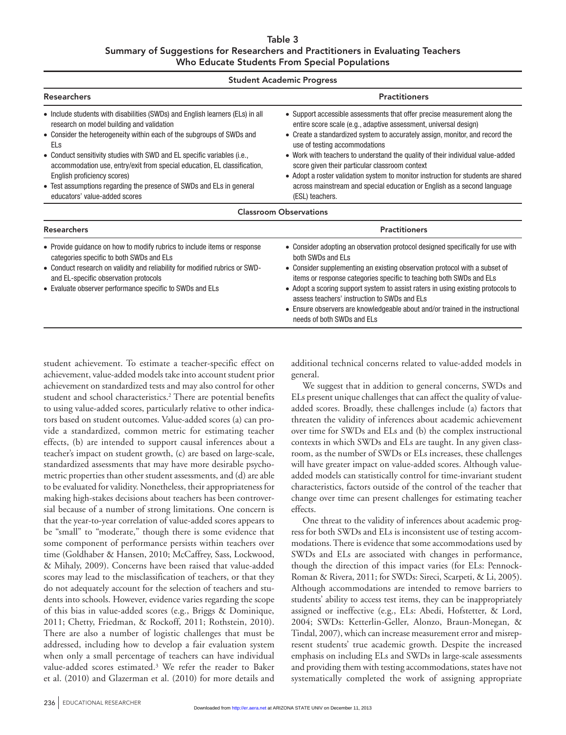**Table 3**
**Summary of Suggestions for Researchers and Practitioners in Evaluating Teachers Who Educate Students From Special Populations**

| Researchers | Practitioners |
|---|---|
| **Student Academic Progress** | |
| • Include students with disabilities (SWDs) and English learners (ELs) in all research on model building and validation<br>• Consider the heterogeneity within each of the subgroups of SWDs and ELs<br>• Conduct sensitivity studies with SWD and EL specific variables (i.e., accommodation use, entry/exit from special education, EL classification, English proficiency scores)<br>• Test assumptions regarding the presence of SWDs and ELs in general educators' value-added scores | • Support accessible assessments that offer precise measurement along the entire score scale (e.g., adaptive assessment, universal design)<br>• Create a standardized system to accurately assign, monitor, and record the use of testing accommodations<br>• Work with teachers to understand the quality of their individual value-added score given their particular classroom context<br>• Adopt a roster validation system to monitor instruction for students are shared across mainstream and special education or English as a second language (ESL) teachers. |
| **Classroom Observations** | |
| • Provide guidance on how to modify rubrics to include items or response categories specific to both SWDs and ELs<br>• Conduct research on validity and reliability for modified rubrics or SWD- and EL-specific observation protocols<br>• Evaluate observer performance specific to SWDs and ELs | • Consider adopting an observation protocol designed specifically for use with both SWDs and ELs<br>• Consider supplementing an existing observation protocol with a subset of items or response categories specific to teaching both SWDs and ELs<br>• Adopt a scoring support system to assist raters in using existing protocols to assess teachers' instruction to SWDs and ELs<br>• Ensure observers are knowledgeable about and/or trained in the instructional needs of both SWDs and ELs |

student achievement. To estimate a teacher-specific effect on achievement, value-added models take into account student prior achievement on standardized tests and may also control for other student and school characteristics.[2] There are potential benefits to using value-added scores, particularly relative to other indicators based on student outcomes. Value-added scores (a) can provide a standardized, common metric for estimating teacher effects, (b) are intended to support causal inferences about a teacher's impact on student growth, (c) are based on large-scale, standardized assessments that may have more desirable psychometric properties than other student assessments, and (d) are able to be evaluated for validity. Nonetheless, their appropriateness for making high-stakes decisions about teachers has been controversial because of a number of strong limitations. One concern is that the year-to-year correlation of value-added scores appears to be "small" to "moderate," though there is some evidence that some component of performance persists within teachers over time (Goldhaber & Hansen, 2010; McCaffrey, Sass, Lockwood, & Mihaly, 2009). Concerns have been raised that value-added scores may lead to the misclassification of teachers, or that they do not adequately account for the selection of teachers and students into schools. However, evidence varies regarding the scope of this bias in value-added scores (e.g., Briggs & Dominique, 2011; Chetty, Friedman, & Rockoff, 2011; Rothstein, 2010). There are also a number of logistic challenges that must be addressed, including how to develop a fair evaluation system when only a small percentage of teachers can have individual value-added scores estimated.[3] We refer the reader to Baker et al. (2010) and Glazerman et al. (2010) for more details and additional technical concerns related to value-added models in general.

We suggest that in addition to general concerns, SWDs and ELs present unique challenges that can affect the quality of value-added scores. Broadly, these challenges include (a) factors that threaten the validity of inferences about academic achievement over time for SWDs and ELs and (b) the complex instructional contexts in which SWDs and ELs are taught. In any given classroom, as the number of SWDs or ELs increases, these challenges will have greater impact on value-added scores. Although value-added models can statistically control for time-invariant student characteristics, factors outside of the control of the teacher that change over time can present challenges for estimating teacher effects.

One threat to the validity of inferences about academic progress for both SWDs and ELs is inconsistent use of testing accommodations. There is evidence that some accommodations used by SWDs and ELs are associated with changes in performance, though the direction of this impact varies (for ELs: Pennock-Roman & Rivera, 2011; for SWDs: Sireci, Scarpeti, & Li, 2005). Although accommodations are intended to remove barriers to students' ability to access test items, they can be inappropriately assigned or ineffective (e.g., ELs: Abedi, Hofstetter, & Lord, 2004; SWDs: Ketterlin-Geller, Alonzo, Braun-Monegan, & Tindal, 2007), which can increase measurement error and misrepresent students' true academic growth. Despite the increased emphasis on including ELs and SWDs in large-scale assessments and providing them with testing accommodations, states have not systematically completed the work of assigning appropriate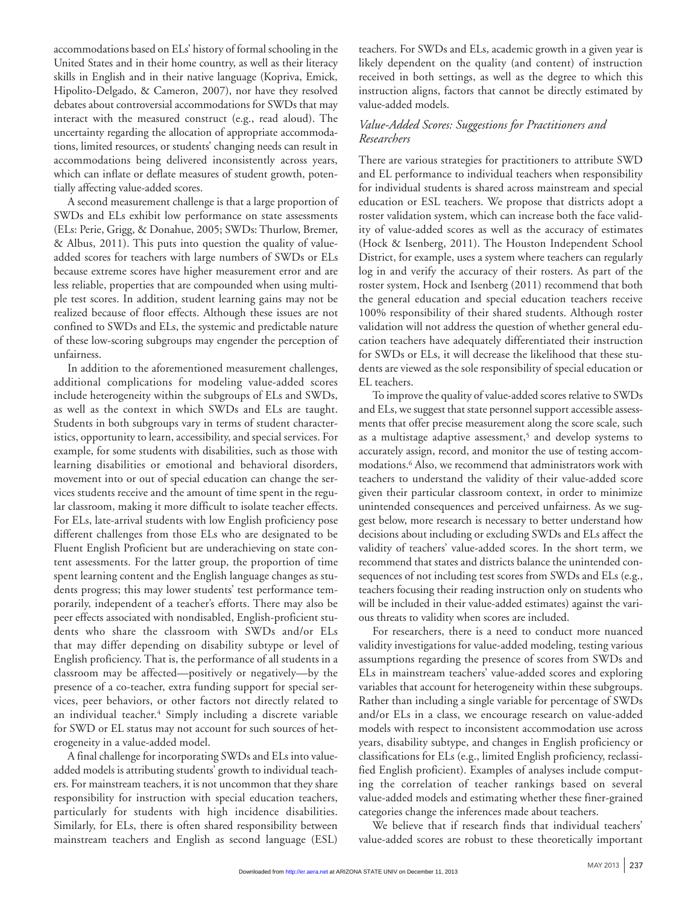accommodations based on ELs' history of formal schooling in the United States and in their home country, as well as their literacy skills in English and in their native language (Kopriva, Emick, Hipolito-Delgado, & Cameron, 2007), nor have they resolved debates about controversial accommodations for SWDs that may interact with the measured construct (e.g., read aloud). The uncertainty regarding the allocation of appropriate accommodations, limited resources, or students' changing needs can result in accommodations being delivered inconsistently across years, which can inflate or deflate measures of student growth, potentially affecting value-added scores.

A second measurement challenge is that a large proportion of SWDs and ELs exhibit low performance on state assessments (ELs: Perie, Grigg, & Donahue, 2005; SWDs: Thurlow, Bremer, & Albus, 2011). This puts into question the quality of value-added scores for teachers with large numbers of SWDs or ELs because extreme scores have higher measurement error and are less reliable, properties that are compounded when using multiple test scores. In addition, student learning gains may not be realized because of floor effects. Although these issues are not confined to SWDs and ELs, the systemic and predictable nature of these low-scoring subgroups may engender the perception of unfairness.

In addition to the aforementioned measurement challenges, additional complications for modeling value-added scores include heterogeneity within the subgroups of ELs and SWDs, as well as the context in which SWDs and ELs are taught. Students in both subgroups vary in terms of student characteristics, opportunity to learn, accessibility, and special services. For example, for some students with disabilities, such as those with learning disabilities or emotional and behavioral disorders, movement into or out of special education can change the services students receive and the amount of time spent in the regular classroom, making it more difficult to isolate teacher effects. For ELs, late-arrival students with low English proficiency pose different challenges from those ELs who are designated to be Fluent English Proficient but are underachieving on state content assessments. For the latter group, the proportion of time spent learning content and the English language changes as students progress; this may lower students' test performance temporarily, independent of a teacher's efforts. There may also be peer effects associated with nondisabled, English-proficient students who share the classroom with SWDs and/or ELs that may differ depending on disability subtype or level of English proficiency. That is, the performance of all students in a classroom may be affected—positively or negatively—by the presence of a co-teacher, extra funding support for special services, peer behaviors, or other factors not directly related to an individual teacher.[4] Simply including a discrete variable for SWD or EL status may not account for such sources of heterogeneity in a value-added model.

A final challenge for incorporating SWDs and ELs into value-added models is attributing students' growth to individual teachers. For mainstream teachers, it is not uncommon that they share responsibility for instruction with special education teachers, particularly for students with high incidence disabilities. Similarly, for ELs, there is often shared responsibility between mainstream teachers and English as second language (ESL) teachers. For SWDs and ELs, academic growth in a given year is likely dependent on the quality (and content) of instruction received in both settings, as well as the degree to which this instruction aligns, factors that cannot be directly estimated by value-added models.

### *Value-Added Scores: Suggestions for Practitioners and Researchers*

There are various strategies for practitioners to attribute SWD and EL performance to individual teachers when responsibility for individual students is shared across mainstream and special education or ESL teachers. We propose that districts adopt a roster validation system, which can increase both the face validity of value-added scores as well as the accuracy of estimates (Hock & Isenberg, 2011). The Houston Independent School District, for example, uses a system where teachers can regularly log in and verify the accuracy of their rosters. As part of the roster system, Hock and Isenberg (2011) recommend that both the general education and special education teachers receive 100% responsibility of their shared students. Although roster validation will not address the question of whether general education teachers have adequately differentiated their instruction for SWDs or ELs, it will decrease the likelihood that these students are viewed as the sole responsibility of special education or EL teachers.

To improve the quality of value-added scores relative to SWDs and ELs, we suggest that state personnel support accessible assessments that offer precise measurement along the score scale, such as a multistage adaptive assessment,[5] and develop systems to accurately assign, record, and monitor the use of testing accommodations.[6] Also, we recommend that administrators work with teachers to understand the validity of their value-added score given their particular classroom context, in order to minimize unintended consequences and perceived unfairness. As we suggest below, more research is necessary to better understand how decisions about including or excluding SWDs and ELs affect the validity of teachers' value-added scores. In the short term, we recommend that states and districts balance the unintended consequences of not including test scores from SWDs and ELs (e.g., teachers focusing their reading instruction only on students who will be included in their value-added estimates) against the various threats to validity when scores are included.

For researchers, there is a need to conduct more nuanced validity investigations for value-added modeling, testing various assumptions regarding the presence of scores from SWDs and ELs in mainstream teachers' value-added scores and exploring variables that account for heterogeneity within these subgroups. Rather than including a single variable for percentage of SWDs and/or ELs in a class, we encourage research on value-added models with respect to inconsistent accommodation use across years, disability subtype, and changes in English proficiency or classifications for ELs (e.g., limited English proficiency, reclassified English proficient). Examples of analyses include computing the correlation of teacher rankings based on several value-added models and estimating whether these finer-grained categories change the inferences made about teachers.

We believe that if research finds that individual teachers' value-added scores are robust to these theoretically important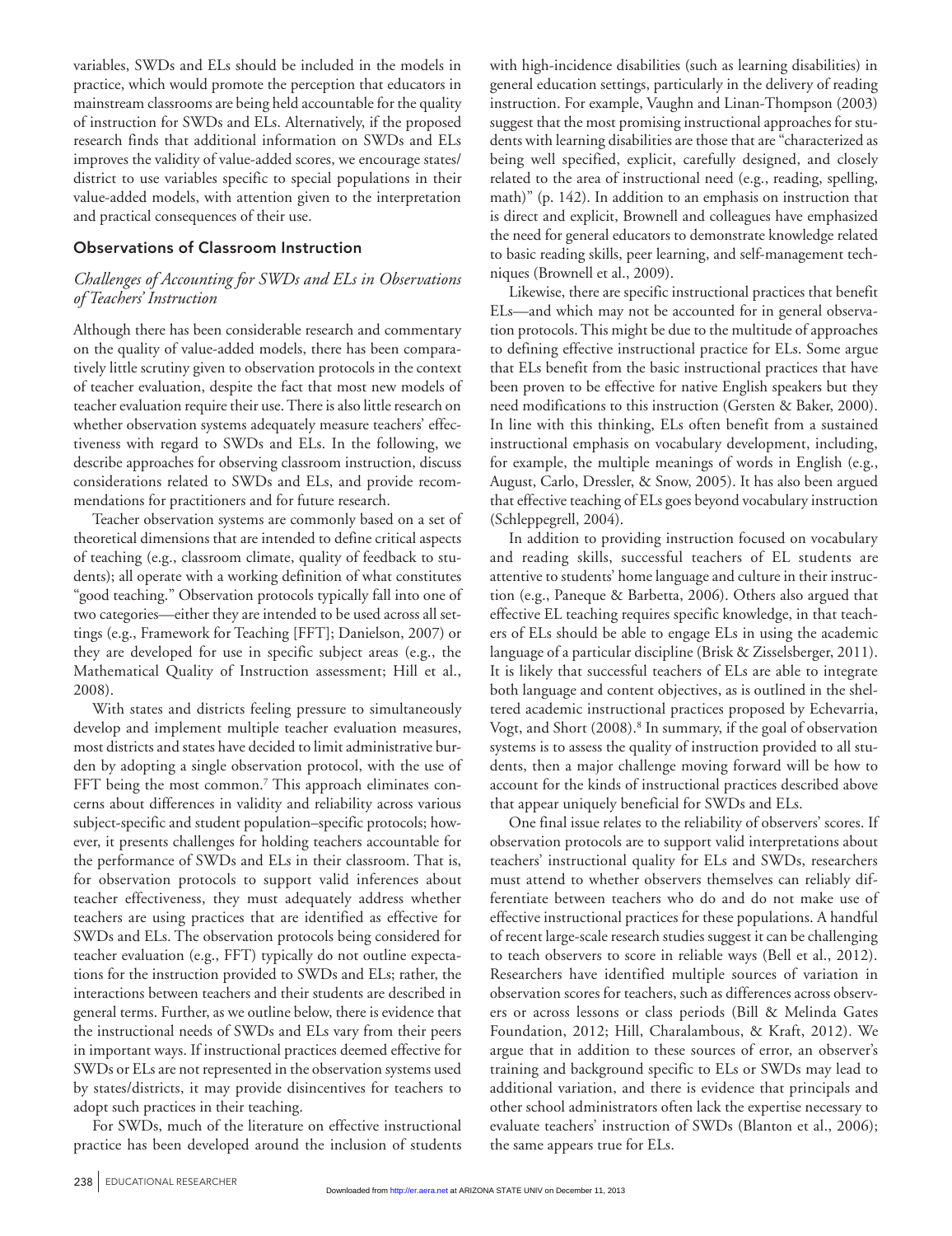variables, SWDs and ELs should be included in the models in practice, which would promote the perception that educators in mainstream classrooms are being held accountable for the quality of instruction for SWDs and ELs. Alternatively, if the proposed research finds that additional information on SWDs and ELs improves the validity of value-added scores, we encourage states/district to use variables specific to special populations in their value-added models, with attention given to the interpretation and practical consequences of their use.

## Observations of Classroom Instruction

### *Challenges of Accounting for SWDs and ELs in Observations of Teachers' Instruction*

Although there has been considerable research and commentary on the quality of value-added models, there has been comparatively little scrutiny given to observation protocols in the context of teacher evaluation, despite the fact that most new models of teacher evaluation require their use. There is also little research on whether observation systems adequately measure teachers' effectiveness with regard to SWDs and ELs. In the following, we describe approaches for observing classroom instruction, discuss considerations related to SWDs and ELs, and provide recommendations for practitioners and for future research.

Teacher observation systems are commonly based on a set of theoretical dimensions that are intended to define critical aspects of teaching (e.g., classroom climate, quality of feedback to students); all operate with a working definition of what constitutes "good teaching." Observation protocols typically fall into one of two categories—either they are intended to be used across all settings (e.g., Framework for Teaching [FFT]; Danielson, 2007) or they are developed for use in specific subject areas (e.g., the Mathematical Quality of Instruction assessment; Hill et al., 2008).

With states and districts feeling pressure to simultaneously develop and implement multiple teacher evaluation measures, most districts and states have decided to limit administrative burden by adopting a single observation protocol, with the use of FFT being the most common.[7] This approach eliminates concerns about differences in validity and reliability across various subject-specific and student population–specific protocols; however, it presents challenges for holding teachers accountable for the performance of SWDs and ELs in their classroom. That is, for observation protocols to support valid inferences about teacher effectiveness, they must adequately address whether teachers are using practices that are identified as effective for SWDs and ELs. The observation protocols being considered for teacher evaluation (e.g., FFT) typically do not outline expectations for the instruction provided to SWDs and ELs; rather, the interactions between teachers and their students are described in general terms. Further, as we outline below, there is evidence that the instructional needs of SWDs and ELs vary from their peers in important ways. If instructional practices deemed effective for SWDs or ELs are not represented in the observation systems used by states/districts, it may provide disincentives for teachers to adopt such practices in their teaching.

For SWDs, much of the literature on effective instructional practice has been developed around the inclusion of students with high-incidence disabilities (such as learning disabilities) in general education settings, particularly in the delivery of reading instruction. For example, Vaughn and Linan-Thompson (2003) suggest that the most promising instructional approaches for students with learning disabilities are those that are "characterized as being well specified, explicit, carefully designed, and closely related to the area of instructional need (e.g., reading, spelling, math)" (p. 142). In addition to an emphasis on instruction that is direct and explicit, Brownell and colleagues have emphasized the need for general educators to demonstrate knowledge related to basic reading skills, peer learning, and self-management techniques (Brownell et al., 2009).

Likewise, there are specific instructional practices that benefit ELs—and which may not be accounted for in general observation protocols. This might be due to the multitude of approaches to defining effective instructional practice for ELs. Some argue that ELs benefit from the basic instructional practices that have been proven to be effective for native English speakers but they need modifications to this instruction (Gersten & Baker, 2000). In line with this thinking, ELs often benefit from a sustained instructional emphasis on vocabulary development, including, for example, the multiple meanings of words in English (e.g., August, Carlo, Dressler, & Snow, 2005). It has also been argued that effective teaching of ELs goes beyond vocabulary instruction (Schleppegrell, 2004).

In addition to providing instruction focused on vocabulary and reading skills, successful teachers of EL students are attentive to students' home language and culture in their instruction (e.g., Paneque & Barbetta, 2006). Others also argued that effective EL teaching requires specific knowledge, in that teachers of ELs should be able to engage ELs in using the academic language of a particular discipline (Brisk & Zisselsberger, 2011). It is likely that successful teachers of ELs are able to integrate both language and content objectives, as is outlined in the sheltered academic instructional practices proposed by Echevarria, Vogt, and Short (2008).[8] In summary, if the goal of observation systems is to assess the quality of instruction provided to all students, then a major challenge moving forward will be how to account for the kinds of instructional practices described above that appear uniquely beneficial for SWDs and ELs.

One final issue relates to the reliability of observers' scores. If observation protocols are to support valid interpretations about teachers' instructional quality for ELs and SWDs, researchers must attend to whether observers themselves can reliably differentiate between teachers who do and do not make use of effective instructional practices for these populations. A handful of recent large-scale research studies suggest it can be challenging to teach observers to score in reliable ways (Bell et al., 2012). Researchers have identified multiple sources of variation in observation scores for teachers, such as differences across observers or across lessons or class periods (Bill & Melinda Gates Foundation, 2012; Hill, Charalambous, & Kraft, 2012). We argue that in addition to these sources of error, an observer's training and background specific to ELs or SWDs may lead to additional variation, and there is evidence that principals and other school administrators often lack the expertise necessary to evaluate teachers' instruction of SWDs (Blanton et al., 2006); the same appears true for ELs.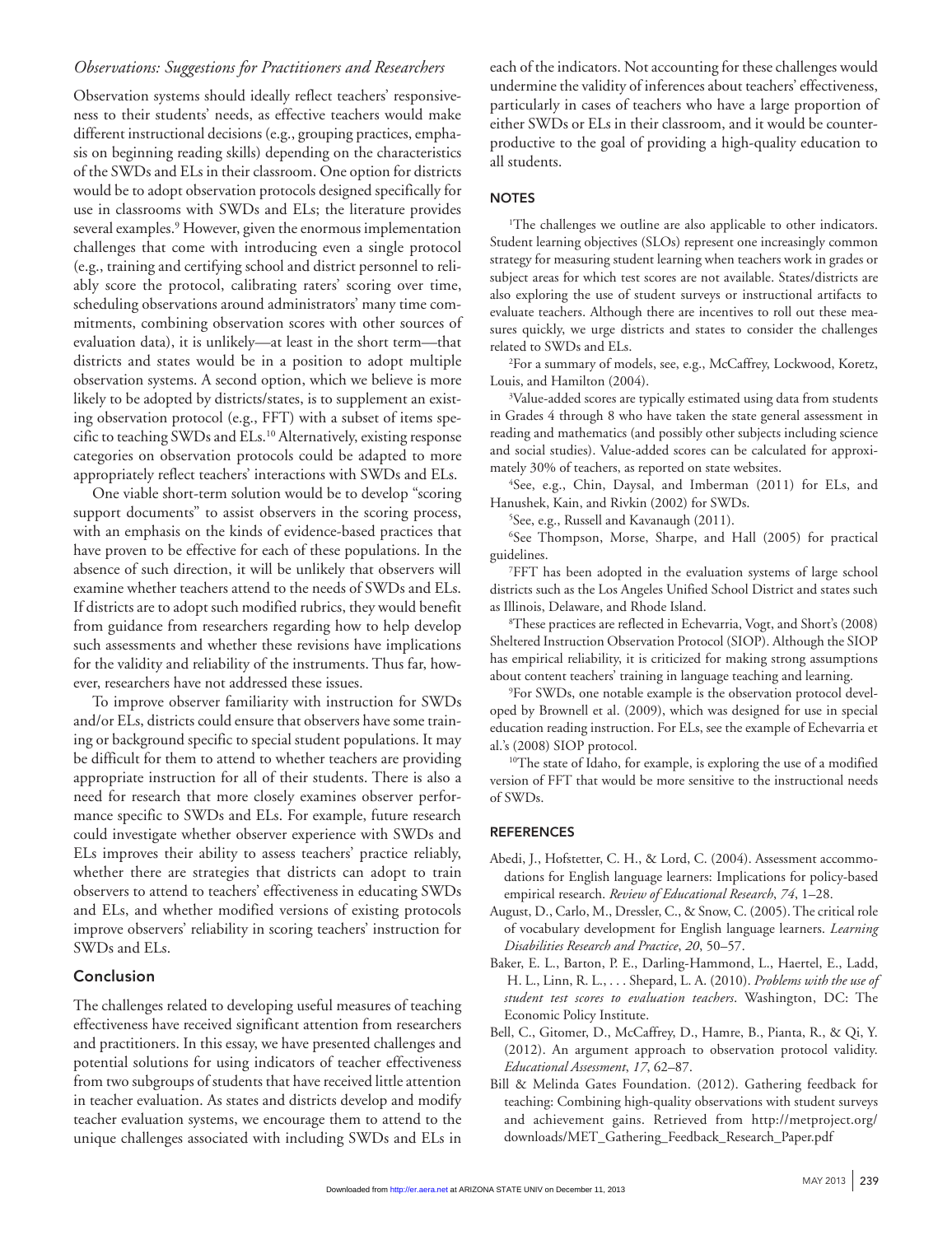### *Observations: Suggestions for Practitioners and Researchers*

Observation systems should ideally reflect teachers' responsiveness to their students' needs, as effective teachers would make different instructional decisions (e.g., grouping practices, emphasis on beginning reading skills) depending on the characteristics of the SWDs and ELs in their classroom. One option for districts would be to adopt observation protocols designed specifically for use in classrooms with SWDs and ELs; the literature provides several examples.[9] However, given the enormous implementation challenges that come with introducing even a single protocol (e.g., training and certifying school and district personnel to reliably score the protocol, calibrating raters' scoring over time, scheduling observations around administrators' many time commitments, combining observation scores with other sources of evaluation data), it is unlikely—at least in the short term—that districts and states would be in a position to adopt multiple observation systems. A second option, which we believe is more likely to be adopted by districts/states, is to supplement an existing observation protocol (e.g., FFT) with a subset of items specific to teaching SWDs and ELs.[10] Alternatively, existing response categories on observation protocols could be adapted to more appropriately reflect teachers' interactions with SWDs and ELs.

One viable short-term solution would be to develop "scoring support documents" to assist observers in the scoring process, with an emphasis on the kinds of evidence-based practices that have proven to be effective for each of these populations. In the absence of such direction, it will be unlikely that observers will examine whether teachers attend to the needs of SWDs and ELs. If districts are to adopt such modified rubrics, they would benefit from guidance from researchers regarding how to help develop such assessments and whether these revisions have implications for the validity and reliability of the instruments. Thus far, however, researchers have not addressed these issues.

To improve observer familiarity with instruction for SWDs and/or ELs, districts could ensure that observers have some training or background specific to special student populations. It may be difficult for them to attend to whether teachers are providing appropriate instruction for all of their students. There is also a need for research that more closely examines observer performance specific to SWDs and ELs. For example, future research could investigate whether observer experience with SWDs and ELs improves their ability to assess teachers' practice reliably, whether there are strategies that districts can adopt to train observers to attend to teachers' effectiveness in educating SWDs and ELs, and whether modified versions of existing protocols improve observers' reliability in scoring teachers' instruction for SWDs and ELs.

## Conclusion

The challenges related to developing useful measures of teaching effectiveness have received significant attention from researchers and practitioners. In this essay, we have presented challenges and potential solutions for using indicators of teacher effectiveness from two subgroups of students that have received little attention in teacher evaluation. As states and districts develop and modify teacher evaluation systems, we encourage them to attend to the unique challenges associated with including SWDs and ELs in each of the indicators. Not accounting for these challenges would undermine the validity of inferences about teachers' effectiveness, particularly in cases of teachers who have a large proportion of either SWDs or ELs in their classroom, and it would be counterproductive to the goal of providing a high-quality education to all students.

## NOTES

[1]The challenges we outline are also applicable to other indicators. Student learning objectives (SLOs) represent one increasingly common strategy for measuring student learning when teachers work in grades or subject areas for which test scores are not available. States/districts are also exploring the use of student surveys or instructional artifacts to evaluate teachers. Although there are incentives to roll out these measures quickly, we urge districts and states to consider the challenges related to SWDs and ELs.

[2]For a summary of models, see, e.g., McCaffrey, Lockwood, Koretz, Louis, and Hamilton (2004).

[3]Value-added scores are typically estimated using data from students in Grades 4 through 8 who have taken the state general assessment in reading and mathematics (and possibly other subjects including science and social studies). Value-added scores can be calculated for approximately 30% of teachers, as reported on state websites.

[4]See, e.g., Chin, Daysal, and Imberman (2011) for ELs, and Hanushek, Kain, and Rivkin (2002) for SWDs.

[5]See, e.g., Russell and Kavanaugh (2011).

[6]See Thompson, Morse, Sharpe, and Hall (2005) for practical guidelines.

[7]FFT has been adopted in the evaluation systems of large school districts such as the Los Angeles Unified School District and states such as Illinois, Delaware, and Rhode Island.

[8]These practices are reflected in Echevarria, Vogt, and Short's (2008) Sheltered Instruction Observation Protocol (SIOP). Although the SIOP has empirical reliability, it is criticized for making strong assumptions about content teachers' training in language teaching and learning.

[9]For SWDs, one notable example is the observation protocol developed by Brownell et al. (2009), which was designed for use in special education reading instruction. For ELs, see the example of Echevarria et al.'s (2008) SIOP protocol.

[10]The state of Idaho, for example, is exploring the use of a modified version of FFT that would be more sensitive to the instructional needs of SWDs.

## REFERENCES

Abedi, J., Hofstetter, C. H., & Lord, C. (2004). Assessment accommodations for English language learners: Implications for policy-based empirical research. *Review of Educational Research*, *74*, 1–28.

August, D., Carlo, M., Dressler, C., & Snow, C. (2005). The critical role of vocabulary development for English language learners. *Learning Disabilities Research and Practice*, *20*, 50–57.

Baker, E. L., Barton, P. E., Darling-Hammond, L., Haertel, E., Ladd, H. L., Linn, R. L., . . . Shepard, L. A. (2010). *Problems with the use of student test scores to evaluate teachers*. Washington, DC: The Economic Policy Institute.

Bell, C., Gitomer, D., McCaffrey, D., Hamre, B., Pianta, R., & Qi, Y. (2012). An argument approach to observation protocol validity. *Educational Assessment*, *17*, 62–87.

Bill & Melinda Gates Foundation. (2012). Gathering feedback for teaching: Combining high-quality observations with student surveys and achievement gains. Retrieved from http://metproject.org/downloads/MET_Gathering_Feedback_Research_Paper.pdf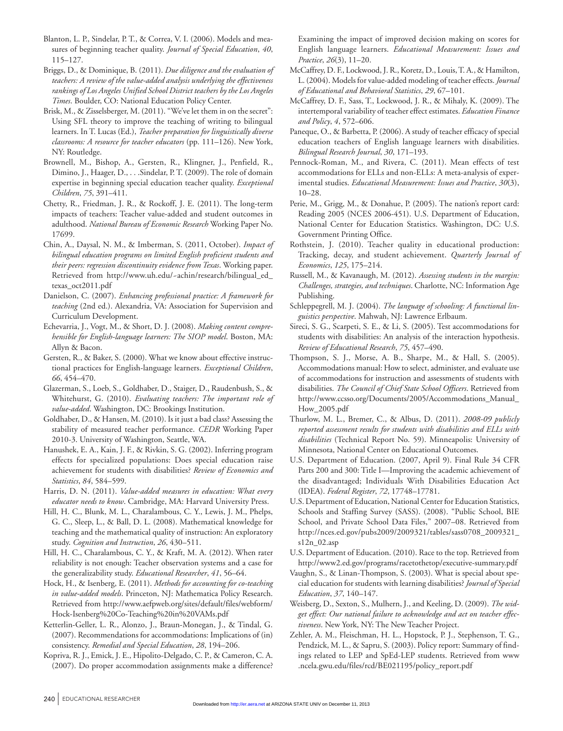Blanton, L. P., Sindelar, P. T., & Correa, V. I. (2006). Models and measures of beginning teacher quality. *Journal of Special Education*, *40*, 115–127.

Briggs, D., & Dominique, B. (2011). *Due diligence and the evaluation of teachers: A review of the value-added analysis underlying the effectiveness rankings of Los Angeles Unified School District teachers by the Los Angeles Times*. Boulder, CO: National Education Policy Center.

Brisk, M., & Zisselsberger, M. (2011). "We've let them in on the secret": Using SFL theory to improve the teaching of writing to bilingual learners. In T. Lucas (Ed.), *Teacher preparation for linguistically diverse classrooms: A resource for teacher educators* (pp. 111–126). New York, NY: Routledge.

Brownell, M., Bishop, A., Gersten, R., Klingner, J., Penfield, R., Dimino, J., Haager, D., . . .Sindelar, P. T. (2009). The role of domain expertise in beginning special education teacher quality. *Exceptional Children*, *75*, 391–411.

Chetty, R., Friedman, J. R., & Rockoff, J. E. (2011). The long-term impacts of teachers: Teacher value-added and student outcomes in adulthood. *National Bureau of Economic Research* Working Paper No. 17699.

Chin, A., Daysal, N. M., & Imberman, S. (2011, October). *Impact of bilingual education programs on limited English proficient students and their peers: regression discontinuity evidence from Texas*. Working paper. Retrieved from http://www.uh.edu/~achin/research/bilingual_ed_texas_oct2011.pdf

Danielson, C. (2007). *Enhancing professional practice: A framework for teaching* (2nd ed.). Alexandria, VA: Association for Supervision and Curriculum Development.

Echevarria, J., Vogt, M., & Short, D. J. (2008). *Making content comprehensible for English-language learners: The SIOP model*. Boston, MA: Allyn & Bacon.

Gersten, R., & Baker, S. (2000). What we know about effective instructional practices for English-language learners. *Exceptional Children*, *66*, 454–470.

Glazerman, S., Loeb, S., Goldhaber, D., Staiger, D., Raudenbush, S., & Whitehurst, G. (2010). *Evaluating teachers: The important role of value-added*. Washington, DC: Brookings Institution.

Goldhaber, D., & Hansen, M. (2010). Is it just a bad class? Assessing the stability of measured teacher performance. *CEDR* Working Paper 2010-3. University of Washington, Seattle, WA.

Hanushek, E. A., Kain, J. F., & Rivkin, S. G. (2002). Inferring program effects for specialized populations: Does special education raise achievement for students with disabilities? *Review of Economics and Statistics*, *84*, 584–599.

Harris, D. N. (2011). *Value-added measures in education: What every educator needs to know*. Cambridge, MA: Harvard University Press.

Hill, H. C., Blunk, M. L., Charalambous, C. Y., Lewis, J. M., Phelps, G. C., Sleep, L., & Ball, D. L. (2008). Mathematical knowledge for teaching and the mathematical quality of instruction: An exploratory study. *Cognition and Instruction*, *26*, 430–511.

Hill, H. C., Charalambous, C. Y., & Kraft, M. A. (2012). When rater reliability is not enough: Teacher observation systems and a case for the generalizability study. *Educational Researcher*, *41*, 56–64.

Hock, H., & Isenberg, E. (2011). *Methods for accounting for co-teaching in value-added models*. Princeton, NJ: Mathematica Policy Research. Retrieved from http://www.aefpweb.org/sites/default/files/webform/Hock-Isenberg%20Co-Teaching%20in%20VAMs.pdf

Ketterlin-Geller, L. R., Alonzo, J., Braun-Monegan, J., & Tindal, G. (2007). Recommendations for accommodations: Implications of (in) consistency. *Remedial and Special Education*, *28*, 194–206.

Kopriva, R. J., Emick, J. E., Hipolito-Delgado, C. P., & Cameron, C. A. (2007). Do proper accommodation assignments make a difference? Examining the impact of improved decision making on scores for English language learners. *Educational Measurement: Issues and Practice*, *26*(3), 11–20.

McCaffrey, D. F., Lockwood, J. R., Koretz, D., Louis, T. A., & Hamilton, L. (2004). Models for value-added modeling of teacher effects. *Journal of Educational and Behavioral Statistics*, *29*, 67–101.

McCaffrey, D. F., Sass, T., Lockwood, J. R., & Mihaly, K. (2009). The intertemporal variability of teacher effect estimates. *Education Finance and Policy*, *4*, 572–606.

Paneque, O., & Barbetta, P. (2006). A study of teacher efficacy of special education teachers of English language learners with disabilities. *Bilingual Research Journal*, *30*, 171–193.

Pennock-Roman, M., and Rivera, C. (2011). Mean effects of test accommodations for ELLs and non-ELLs: A meta-analysis of experimental studies. *Educational Measurement: Issues and Practice*, *30*(3), 10–28.

Perie, M., Grigg, M., & Donahue, P. (2005). The nation's report card: Reading 2005 (NCES 2006-451). U.S. Department of Education, National Center for Education Statistics. Washington, DC: U.S. Government Printing Office.

Rothstein, J. (2010). Teacher quality in educational production: Tracking, decay, and student achievement. *Quarterly Journal of Economics*, *125*, 175–214.

Russell, M., & Kavanaugh, M. (2012). *Assessing students in the margin: Challenges, strategies, and techniques*. Charlotte, NC: Information Age Publishing.

Schleppegrell, M. J. (2004). *The language of schooling: A functional linguistics perspective*. Mahwah, NJ: Lawrence Erlbaum.

Sireci, S. G., Scarpeti, S. E., & Li, S. (2005). Test accommodations for students with disabilities: An analysis of the interaction hypothesis. *Review of Educational Research*, *75*, 457–490.

Thompson, S. J., Morse, A. B., Sharpe, M., & Hall, S. (2005). Accommodations manual: How to select, administer, and evaluate use of accommodations for instruction and assessments of students with disabilities. *The Council of Chief State School Officers*. Retrieved from http://www.ccsso.org/Documents/2005/Accommodations_Manual_How_2005.pdf

Thurlow, M. L., Bremer, C., & Albus, D. (2011). *2008-09 publicly reported assessment results for students with disabilities and ELLs with disabilities* (Technical Report No. 59). Minneapolis: University of Minnesota, National Center on Educational Outcomes.

U.S. Department of Education. (2007, April 9). Final Rule 34 CFR Parts 200 and 300: Title I—Improving the academic achievement of the disadvantaged; Individuals With Disabilities Education Act (IDEA). *Federal Register*, *72*, 17748–17781.

U.S. Department of Education, National Center for Education Statistics, Schools and Staffing Survey (SASS). (2008). "Public School, BIE School, and Private School Data Files," 2007–08. Retrieved from http://nces.ed.gov/pubs2009/2009321/tables/sass0708_2009321_s12n_02.asp

U.S. Department of Education. (2010). Race to the top. Retrieved from http://www2.ed.gov/programs/racetothetop/executive-summary.pdf

Vaughn, S., & Linan-Thompson, S. (2003). What is special about special education for students with learning disabilities? *Journal of Special Education*, *37*, 140–147.

Weisberg, D., Sexton, S., Mulhern, J., and Keeling, D. (2009). *The widget effect: Our national failure to acknowledge and act on teacher effectiveness*. New York, NY: The New Teacher Project.

Zehler, A. M., Fleischman, H. L., Hopstock, P. J., Stephenson, T. G., Pendzick, M. L., & Sapru, S. (2003). Policy report: Summary of findings related to LEP and SpEd-LEP students. Retrieved from www.ncela.gwu.edu/files/rcd/BE021195/policy_report.pdf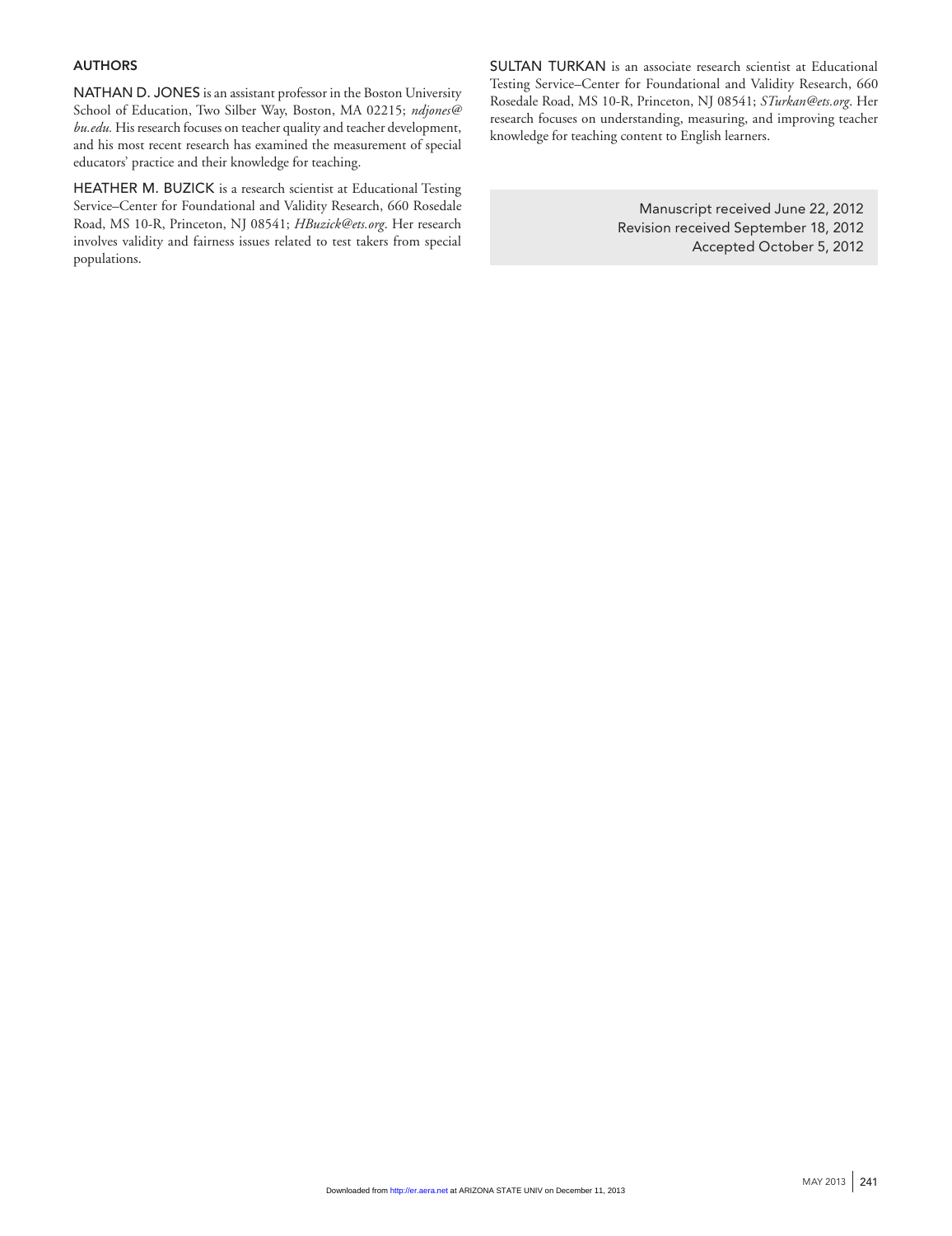## AUTHORS

NATHAN D. JONES is an assistant professor in the Boston University School of Education, Two Silber Way, Boston, MA 02215; *ndjones@bu.edu.* His research focuses on teacher quality and teacher development, and his most recent research has examined the measurement of special educators' practice and their knowledge for teaching.

HEATHER M. BUZICK is a research scientist at Educational Testing Service–Center for Foundational and Validity Research, 660 Rosedale Road, MS 10-R, Princeton, NJ 08541; *HBuzick@ets.org*. Her research involves validity and fairness issues related to test takers from special populations.

SULTAN TURKAN is an associate research scientist at Educational Testing Service–Center for Foundational and Validity Research, 660 Rosedale Road, MS 10-R, Princeton, NJ 08541; *STurkan@ets.org*. Her research focuses on understanding, measuring, and improving teacher knowledge for teaching content to English learners.

Manuscript received June 22, 2012
Revision received September 18, 2012
Accepted October 5, 2012